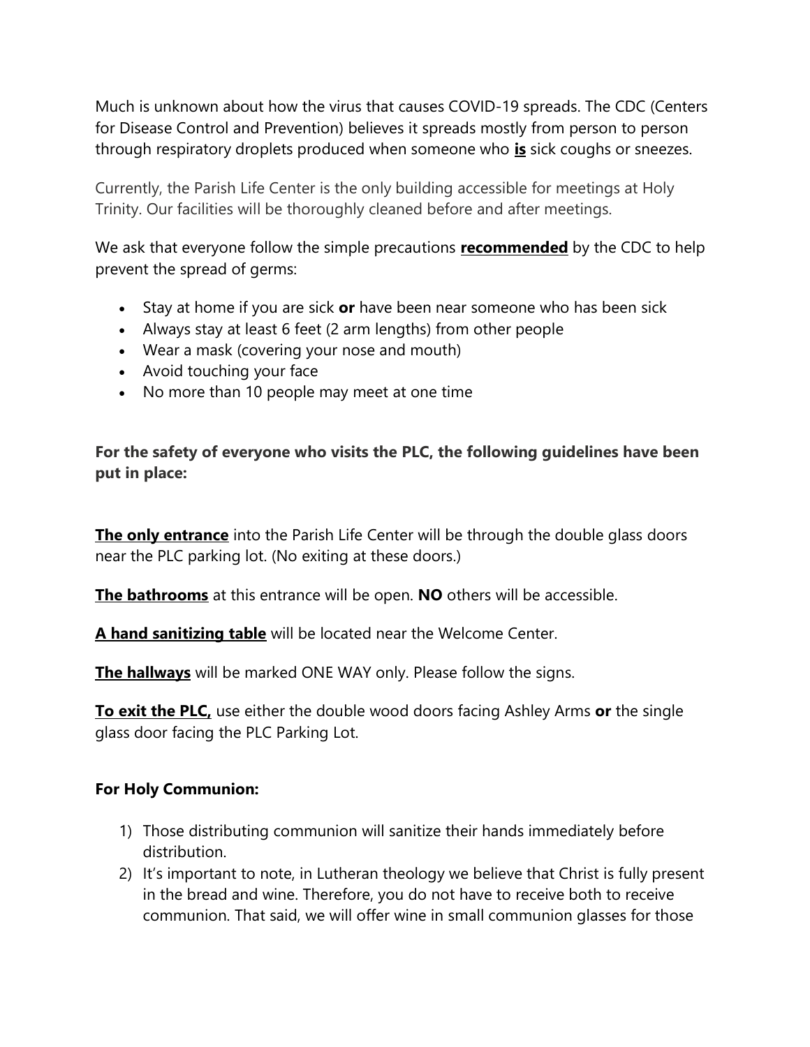Much is unknown about how the virus that causes COVID-19 spreads. The CDC (Centers for Disease Control and Prevention) believes it spreads mostly from person to person through respiratory droplets produced when someone who **<u>is</u>** sick coughs or sneezes.

Currently, the Parish Life Center is the only building accessible for meetings at Holy Trinity. Our facilities will be thoroughly cleaned before and after meetings.

We ask that everyone follow the simple precautions **<u>recommended</u>** by the CDC to help prevent the spread of germs:

- Stay at home if you are sick **or** have been near someone who has been sick
- Always stay at least 6 feet (2 arm lengths) from other people
- Wear a mask (covering your nose and mouth)
- Avoid touching your face
- No more than 10 people may meet at one time

**For the safety of everyone who visits the PLC, the following guidelines have been put in place:**

**<u>The only entrance</u>** into the Parish Life Center will be through the double glass doors near the PLC parking lot. (No exiting at these doors.)

**<u>The bathrooms</u>** at this entrance will be open. **NO** others will be accessible.

**<u>A hand sanitizing table</u>** will be located near the Welcome Center.

**<u>The hallways</u>** will be marked ONE WAY only. Please follow the signs.

**<u>To exit the PLC,</u>** use either the double wood doors facing Ashley Arms **or** the single glass door facing the PLC Parking Lot.

**For Holy Communion:**

1) Those distributing communion will sanitize their hands immediately before distribution.
2) It's important to note, in Lutheran theology we believe that Christ is fully present in the bread and wine. Therefore, you do not have to receive both to receive communion. That said, we will offer wine in small communion glasses for those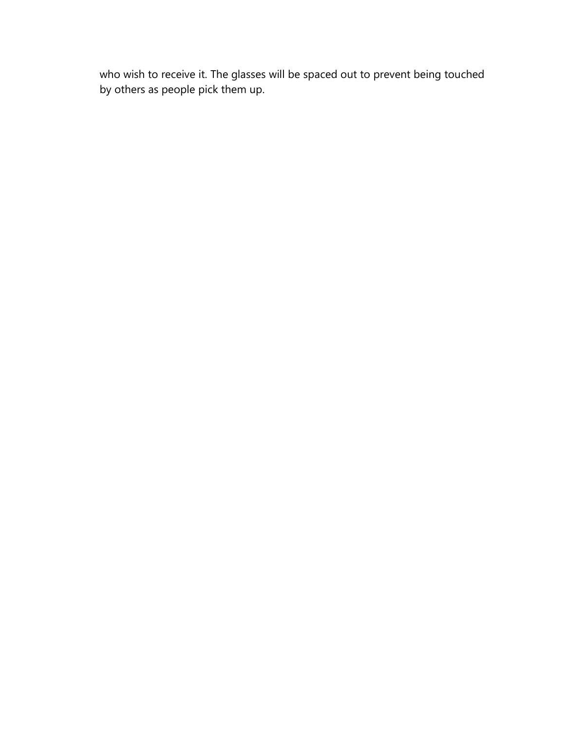who wish to receive it. The glasses will be spaced out to prevent being touched by others as people pick them up.